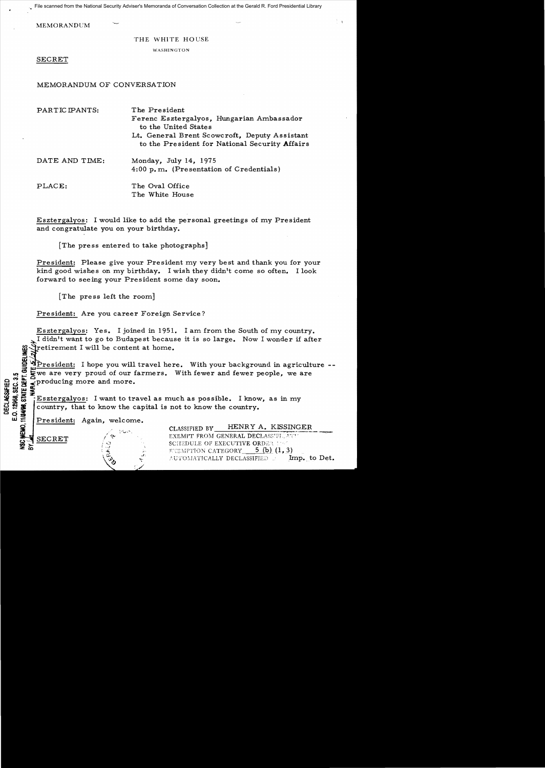MEMORANDUM

THE WHITE HOUSE

WASHINGTON

SECRET

MEMORANDUM OF CONVERSATION

PARTICIPANTS: The President
Ferenc Esztergalyos, Hungarian Ambassador to the United States
Lt. General Brent Scowcroft, Deputy Assistant to the President for National Security Affairs

DATE AND TIME: Monday, July 14, 1975
4:00 p.m. (Presentation of Credentials)

PLACE: The Oval Office
The White House

Esztergalyos: I would like to add the personal greetings of my President and congratulate you on your birthday.

[The press entered to take photographs]

President: Please give your President my very best and thank you for your kind good wishes on my birthday. I wish they didn't come so often. I look forward to seeing your President some day soon.

[The press left the room]

President: Are you career Foreign Service?

Esztergalyos: Yes. I joined in 1951. I am from the South of my country. I didn't want to go to Budapest because it is so large. Now I wonder if after retirement I will be content at home.

President: I hope you will travel here. With your background in agriculture -- we are very proud of our farmers. With fewer and fewer people, we are producing more and more.

Esztergalyos: I want to travel as much as possible. I know, as in my country, that to know the capital is not to know the country.

President: Again, welcome.

SECRET

CLASSIFIED BY HENRY A. KISSINGER
EXEMPT FROM GENERAL DECLASSIFICATION SCHEDULE OF EXECUTIVE ORDER
EXEMPTION CATEGORY 5 (b) (1, 3)
AUTOMATICALLY DECLASSIFIED ON Imp. to Det.

DECLASSIFIED
E.O. 12958, SEC. 3.5
NSC MEMO, 11/24/98, STATE DEPT. GUIDELINES
BY NARA, DATE 5/21/04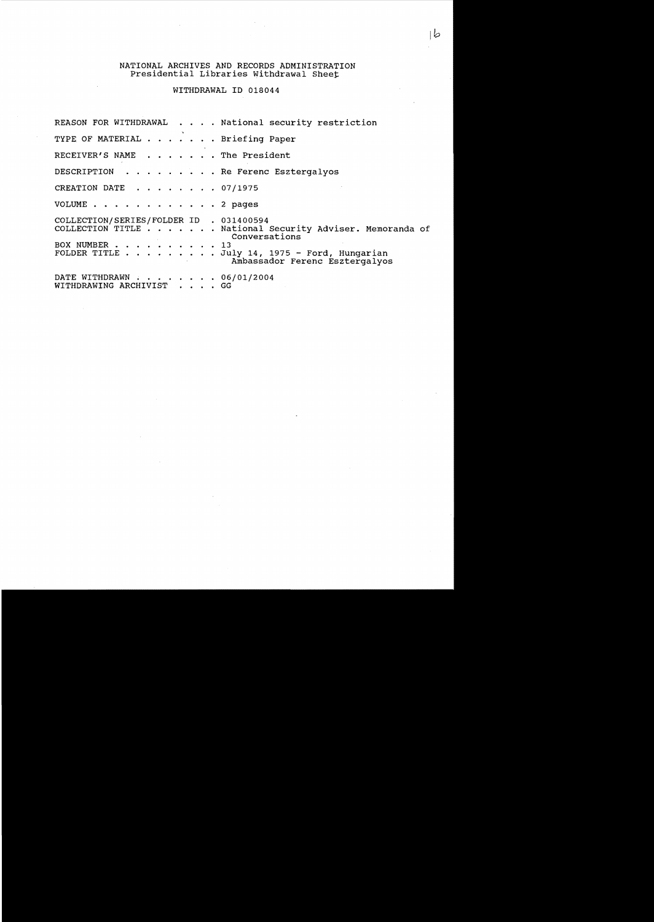NATIONAL ARCHIVES AND RECORDS ADMINISTRATION
Presidential Libraries Withdrawal Sheet

WITHDRAWAL ID 018044

| | |
|---|---|
| REASON FOR WITHDRAWAL | National security restriction |
| TYPE OF MATERIAL | Briefing Paper |
| RECEIVER'S NAME | The President |
| DESCRIPTION | Re Ferenc Esztergalyos |
| CREATION DATE | 07/1975 |
| VOLUME | 2 pages |
| COLLECTION/SERIES/FOLDER ID | 031400594 |
| COLLECTION TITLE | National Security Adviser. Memoranda of Conversations |
| BOX NUMBER | 13 |
| FOLDER TITLE | July 14, 1975 - Ford, Hungarian Ambassador Ferenc Esztergalyos |
| DATE WITHDRAWN | 06/01/2004 |
| WITHDRAWING ARCHIVIST | GG |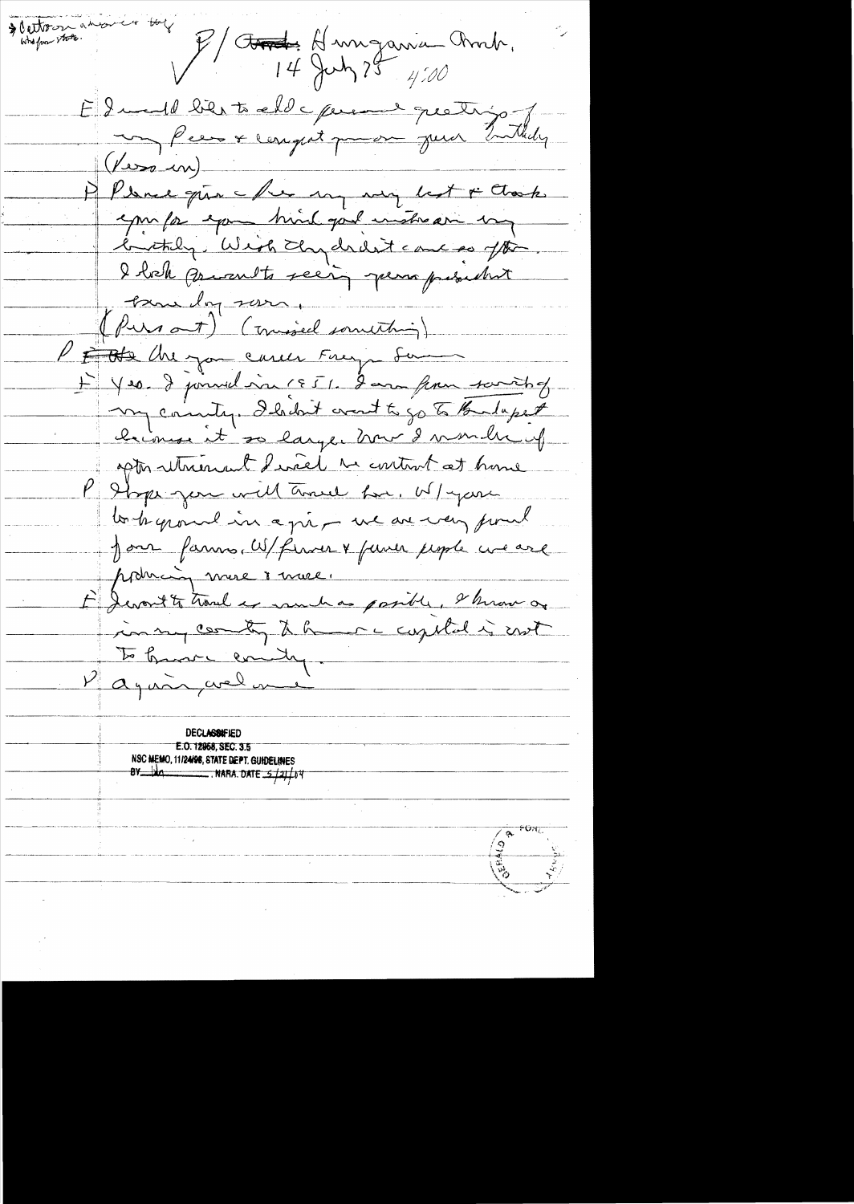Cotton answer tag who from State.

P / ~~Amb.~~ Hungarian Amb.
14 July 75 4:00

E I would like to add personal greetings of my Pres & congrat you on your birthday (Press in)

P Please give c Pres my very best & thank you for your kind good wishes on my birthday. Wish they didn't come so often. I look forward to seeing your president some day soon.

(Press out) (missed something)

P ~~How~~ How are you career Foreign Service

E Yes. I joined in 1951. I am from south of my country. I didn't want to go to Budapest because it so large. Now I wonder if after retirement I will be content at home

P Hope you will travel here. W/ your background in agri — we are very proud of our farms. W/ fewer & fewer people we are producing more & more.

E I want to travel as much as possible. I know as in my country the — capital is not the true country.

P Again, welcome

DECLASSIFIED
E.O. 12958, SEC. 3.5
NSC MEMO, 11/24/98, STATE DEPT. GUIDELINES
BY ___ NARA, DATE 5/21/04